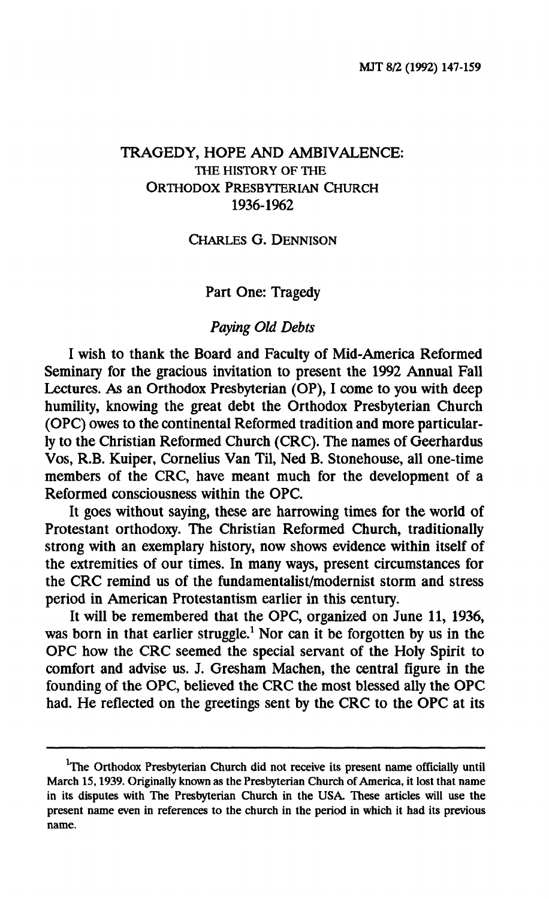# TRAGEDY, HOPE AND AMBIVALENCE: THE HISTORY OF THE ORTHODOX PRESBYTERIAN CHURCH 1936-1962

CHARLES G. DENNISON

## Part One: Tragedy

### *Paying Old Debts*

I wish to thank the Board and Faculty of Mid-America Reformed Seminary for the gracious invitation to present the 1992 Annual Fall Lectures. As an Orthodox Presbyterian (OP), I come to you with deep humility, knowing the great debt the Orthodox Presbyterian Church (OPC) owes to the continental Reformed tradition and more particularly to the Christian Reformed Church (CRC). The names of Geerhardus Vos, R.B. Kuiper, Cornelius Van Til, Ned B. Stonehouse, all one-time members of the CRC, have meant much for the development of a Reformed consciousness within the OPC.

It goes without saying, these are harrowing times for the world of Protestant orthodoxy. The Christian Reformed Church, traditionally strong with an exemplary history, now shows evidence within itself of the extremities of our times. In many ways, present circumstances for the CRC remind us of the fundamentalist/modernist storm and stress period in American Protestantism earlier in this century.

It will be remembered that the OPC, organized on June 11, 1936, was born in that earlier struggle.[1] Nor can it be forgotten by us in the OPC how the CRC seemed the special servant of the Holy Spirit to comfort and advise us. J. Gresham Machen, the central figure in the founding of the OPC, believed the CRC the most blessed ally the OPC had. He reflected on the greetings sent by the CRC to the OPC at its

---

[1] The Orthodox Presbyterian Church did not receive its present name officially until March 15, 1939. Originally known as the Presbyterian Church of America, it lost that name in its disputes with The Presbyterian Church in the USA. These articles will use the present name even in references to the church in the period in which it had its previous name.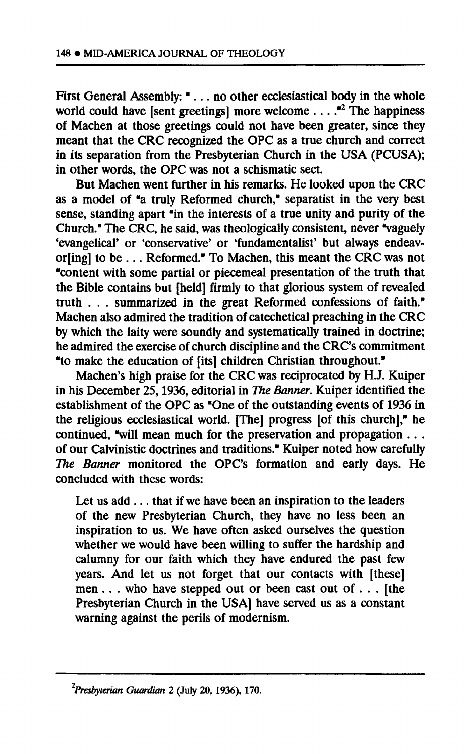First General Assembly: "... no other ecclesiastical body in the whole world could have [sent greetings] more welcome ...."[2] The happiness of Machen at those greetings could not have been greater, since they meant that the CRC recognized the OPC as a true church and correct in its separation from the Presbyterian Church in the USA (PCUSA); in other words, the OPC was not a schismatic sect.

But Machen went further in his remarks. He looked upon the CRC as a model of "a truly Reformed church," separatist in the very best sense, standing apart "in the interests of a true unity and purity of the Church." The CRC, he said, was theologically consistent, never "vaguely 'evangelical' or 'conservative' or 'fundamentalist' but always endeavor[ing] to be ... Reformed." To Machen, this meant the CRC was not "content with some partial or piecemeal presentation of the truth that the Bible contains but [held] firmly to that glorious system of revealed truth ... summarized in the great Reformed confessions of faith." Machen also admired the tradition of catechetical preaching in the CRC by which the laity were soundly and systematically trained in doctrine; he admired the exercise of church discipline and the CRC's commitment "to make the education of [its] children Christian throughout."

Machen's high praise for the CRC was reciprocated by H.J. Kuiper in his December 25, 1936, editorial in *The Banner*. Kuiper identified the establishment of the OPC as "One of the outstanding events of 1936 in the religious ecclesiastical world. [The] progress [of this church]," he continued, "will mean much for the preservation and propagation ... of our Calvinistic doctrines and traditions." Kuiper noted how carefully *The Banner* monitored the OPC's formation and early days. He concluded with these words:

> Let us add ... that if we have been an inspiration to the leaders of the new Presbyterian Church, they have no less been an inspiration to us. We have often asked ourselves the question whether we would have been willing to suffer the hardship and calumny for our faith which they have endured the past few years. And let us not forget that our contacts with [these] men ... who have stepped out or been cast out of ... [the Presbyterian Church in the USA] have served us as a constant warning against the perils of modernism.

---

[2] *Presbyterian Guardian* 2 (July 20, 1936), 170.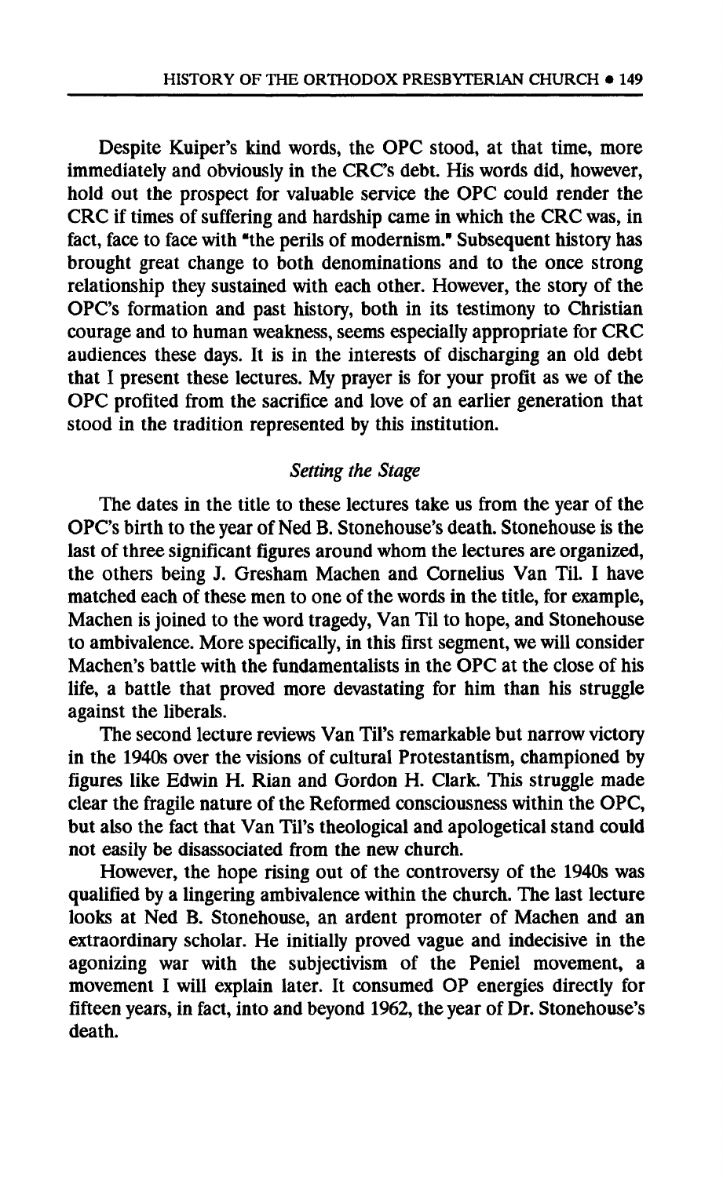Despite Kuiper's kind words, the OPC stood, at that time, more immediately and obviously in the CRC's debt. His words did, however, hold out the prospect for valuable service the OPC could render the CRC if times of suffering and hardship came in which the CRC was, in fact, face to face with "the perils of modernism." Subsequent history has brought great change to both denominations and to the once strong relationship they sustained with each other. However, the story of the OPC's formation and past history, both in its testimony to Christian courage and to human weakness, seems especially appropriate for CRC audiences these days. It is in the interests of discharging an old debt that I present these lectures. My prayer is for your profit as we of the OPC profited from the sacrifice and love of an earlier generation that stood in the tradition represented by this institution.

### *Setting the Stage*

The dates in the title to these lectures take us from the year of the OPC's birth to the year of Ned B. Stonehouse's death. Stonehouse is the last of three significant figures around whom the lectures are organized, the others being J. Gresham Machen and Cornelius Van Til. I have matched each of these men to one of the words in the title, for example, Machen is joined to the word tragedy, Van Til to hope, and Stonehouse to ambivalence. More specifically, in this first segment, we will consider Machen's battle with the fundamentalists in the OPC at the close of his life, a battle that proved more devastating for him than his struggle against the liberals.

The second lecture reviews Van Til's remarkable but narrow victory in the 1940s over the visions of cultural Protestantism, championed by figures like Edwin H. Rian and Gordon H. Clark. This struggle made clear the fragile nature of the Reformed consciousness within the OPC, but also the fact that Van Til's theological and apologetical stand could not easily be disassociated from the new church.

However, the hope rising out of the controversy of the 1940s was qualified by a lingering ambivalence within the church. The last lecture looks at Ned B. Stonehouse, an ardent promoter of Machen and an extraordinary scholar. He initially proved vague and indecisive in the agonizing war with the subjectivism of the Peniel movement, a movement I will explain later. It consumed OP energies directly for fifteen years, in fact, into and beyond 1962, the year of Dr. Stonehouse's death.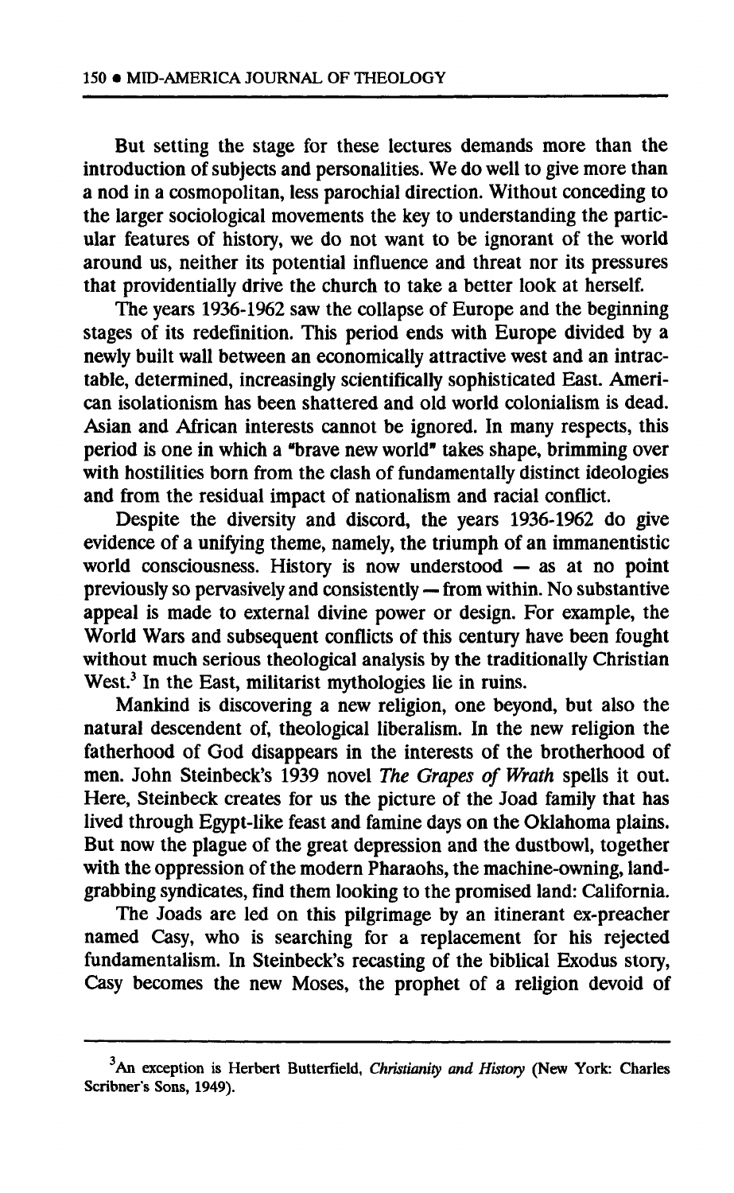But setting the stage for these lectures demands more than the introduction of subjects and personalities. We do well to give more than a nod in a cosmopolitan, less parochial direction. Without conceding to the larger sociological movements the key to understanding the particular features of history, we do not want to be ignorant of the world around us, neither its potential influence and threat nor its pressures that providentially drive the church to take a better look at herself.

The years 1936-1962 saw the collapse of Europe and the beginning stages of its redefinition. This period ends with Europe divided by a newly built wall between an economically attractive west and an intractable, determined, increasingly scientifically sophisticated East. American isolationism has been shattered and old world colonialism is dead. Asian and African interests cannot be ignored. In many respects, this period is one in which a "brave new world" takes shape, brimming over with hostilities born from the clash of fundamentally distinct ideologies and from the residual impact of nationalism and racial conflict.

Despite the diversity and discord, the years 1936-1962 do give evidence of a unifying theme, namely, the triumph of an immanentistic world consciousness. History is now understood — as at no point previously so pervasively and consistently — from within. No substantive appeal is made to external divine power or design. For example, the World Wars and subsequent conflicts of this century have been fought without much serious theological analysis by the traditionally Christian West.[3] In the East, militarist mythologies lie in ruins.

Mankind is discovering a new religion, one beyond, but also the natural descendent of, theological liberalism. In the new religion the fatherhood of God disappears in the interests of the brotherhood of men. John Steinbeck's 1939 novel *The Grapes of Wrath* spells it out. Here, Steinbeck creates for us the picture of the Joad family that has lived through Egypt-like feast and famine days on the Oklahoma plains. But now the plague of the great depression and the dustbowl, together with the oppression of the modern Pharaohs, the machine-owning, land-grabbing syndicates, find them looking to the promised land: California.

The Joads are led on this pilgrimage by an itinerant ex-preacher named Casy, who is searching for a replacement for his rejected fundamentalism. In Steinbeck's recasting of the biblical Exodus story, Casy becomes the new Moses, the prophet of a religion devoid of

---

[3]An exception is Herbert Butterfield, *Christianity and History* (New York: Charles Scribner's Sons, 1949).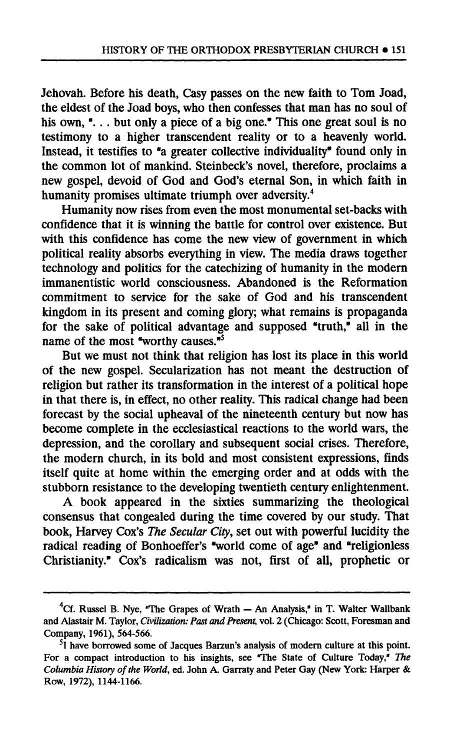Jehovah. Before his death, Casy passes on the new faith to Tom Joad, the eldest of the Joad boys, who then confesses that man has no soul of his own, "... but only a piece of a big one." This one great soul is no testimony to a higher transcendent reality or to a heavenly world. Instead, it testifies to "a greater collective individuality" found only in the common lot of mankind. Steinbeck's novel, therefore, proclaims a new gospel, devoid of God and God's eternal Son, in which faith in humanity promises ultimate triumph over adversity.[4]

Humanity now rises from even the most monumental set-backs with confidence that it is winning the battle for control over existence. But with this confidence has come the new view of government in which political reality absorbs everything in view. The media draws together technology and politics for the catechizing of humanity in the modern immanentistic world consciousness. Abandoned is the Reformation commitment to service for the sake of God and his transcendent kingdom in its present and coming glory; what remains is propaganda for the sake of political advantage and supposed "truth," all in the name of the most "worthy causes."[5]

But we must not think that religion has lost its place in this world of the new gospel. Secularization has not meant the destruction of religion but rather its transformation in the interest of a political hope in that there is, in effect, no other reality. This radical change had been forecast by the social upheaval of the nineteenth century but now has become complete in the ecclesiastical reactions to the world wars, the depression, and the corollary and subsequent social crises. Therefore, the modern church, in its bold and most consistent expressions, finds itself quite at home within the emerging order and at odds with the stubborn resistance to the developing twentieth century enlightenment.

A book appeared in the sixties summarizing the theological consensus that congealed during the time covered by our study. That book, Harvey Cox's *The Secular City*, set out with powerful lucidity the radical reading of Bonhoeffer's "world come of age" and "religionless Christianity." Cox's radicalism was not, first of all, prophetic or

---

[4]Cf. Russel B. Nye, "The Grapes of Wrath — An Analysis," in T. Walter Wallbank and Alastair M. Taylor, *Civilization: Past and Present*, vol. 2 (Chicago: Scott, Foresman and Company, 1961), 564-566.

[5]I have borrowed some of Jacques Barzun's analysis of modern culture at this point. For a compact introduction to his insights, see "The State of Culture Today," *The Columbia History of the World*, ed. John A. Garraty and Peter Gay (New York: Harper & Row, 1972), 1144-1166.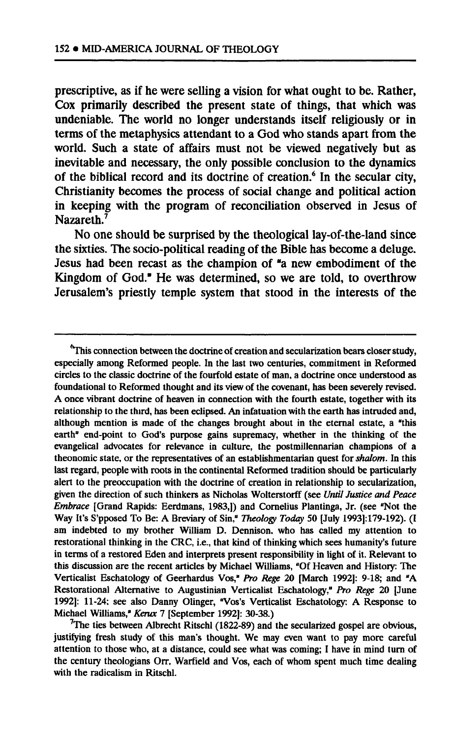prescriptive, as if he were selling a vision for what ought to be. Rather, Cox primarily described the present state of things, that which was undeniable. The world no longer understands itself religiously or in terms of the metaphysics attendant to a God who stands apart from the world. Such a state of affairs must not be viewed negatively but as inevitable and necessary, the only possible conclusion to the dynamics of the biblical record and its doctrine of creation.[6] In the secular city, Christianity becomes the process of social change and political action in keeping with the program of reconciliation observed in Jesus of Nazareth.[7]

No one should be surprised by the theological lay-of-the-land since the sixties. The socio-political reading of the Bible has become a deluge. Jesus had been recast as the champion of "a new embodiment of the Kingdom of God." He was determined, so we are told, to overthrow Jerusalem's priestly temple system that stood in the interests of the

---

[6]This connection between the doctrine of creation and secularization bears closer study, especially among Reformed people. In the last two centuries, commitment in Reformed circles to the classic doctrine of the fourfold estate of man, a doctrine once understood as foundational to Reformed thought and its view of the covenant, has been severely revised. A once vibrant doctrine of heaven in connection with the fourth estate, together with its relationship to the third, has been eclipsed. An infatuation with the earth has intruded and, although mention is made of the changes brought about in the eternal estate, a "this earth" end-point to God's purpose gains supremacy, whether in the thinking of the evangelical advocates for relevance in culture, the postmillennarian champions of a theonomic state, or the representatives of an establishmentarian quest for *shalom*. In this last regard, people with roots in the continental Reformed tradition should be particularly alert to the preoccupation with the doctrine of creation in relationship to secularization, given the direction of such thinkers as Nicholas Wolterstorff (see *Until Justice and Peace Embrace* [Grand Rapids: Eerdmans, 1983,]) and Cornelius Plantinga, Jr. (see "Not the Way It's S'pposed To Be: A Breviary of Sin," *Theology Today* 50 [July 1993]:179-192). (I am indebted to my brother William D. Dennison, who has called my attention to restorational thinking in the CRC, i.e., that kind of thinking which sees humanity's future in terms of a restored Eden and interprets present responsibility in light of it. Relevant to this discussion are the recent articles by Michael Williams, "Of Heaven and History: The Verticalist Eschatology of Geerhardus Vos," *Pro Rege* 20 [March 1992]: 9-18; and "A Restorational Alternative to Augustinian Verticalist Eschatology," *Pro Rege* 20 [June 1992]: 11-24; see also Danny Olinger, "Vos's Verticalist Eschatology: A Response to Michael Williams," *Kerux* 7 [September 1992]: 30-38.)

[7]The ties between Albrecht Ritschl (1822-89) and the secularized gospel are obvious, justifying fresh study of this man's thought. We may even want to pay more careful attention to those who, at a distance, could see what was coming; I have in mind turn of the century theologians Orr, Warfield and Vos, each of whom spent much time dealing with the radicalism in Ritschl.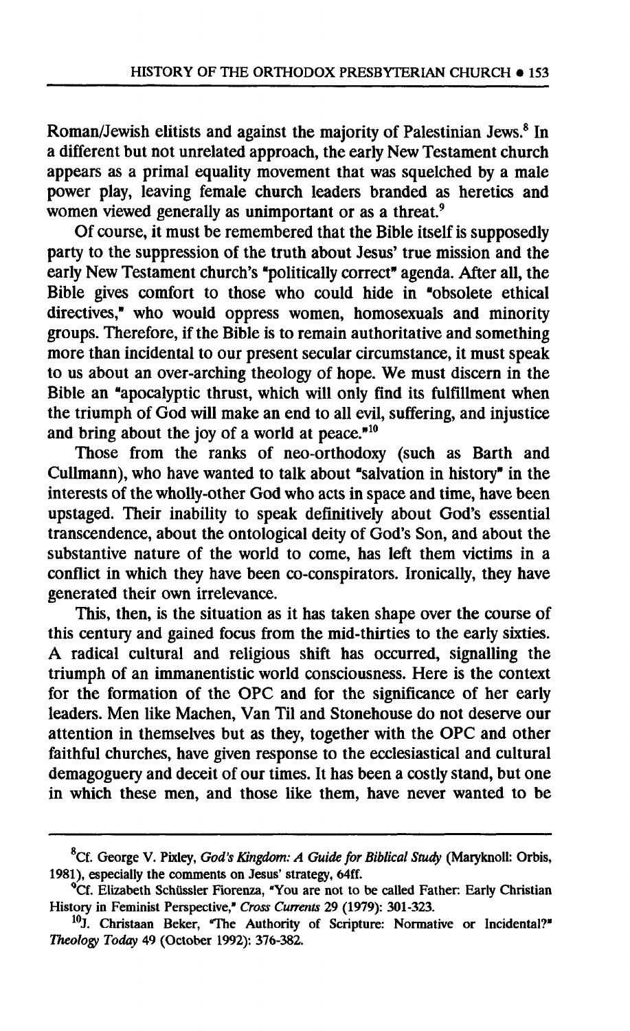Roman/Jewish elitists and against the majority of Palestinian Jews.[8] In a different but not unrelated approach, the early New Testament church appears as a primal equality movement that was squelched by a male power play, leaving female church leaders branded as heretics and women viewed generally as unimportant or as a threat.[9]

Of course, it must be remembered that the Bible itself is supposedly party to the suppression of the truth about Jesus' true mission and the early New Testament church's "politically correct" agenda. After all, the Bible gives comfort to those who could hide in "obsolete ethical directives," who would oppress women, homosexuals and minority groups. Therefore, if the Bible is to remain authoritative and something more than incidental to our present secular circumstance, it must speak to us about an over-arching theology of hope. We must discern in the Bible an "apocalyptic thrust, which will only find its fulfillment when the triumph of God will make an end to all evil, suffering, and injustice and bring about the joy of a world at peace."[10]

Those from the ranks of neo-orthodoxy (such as Barth and Cullmann), who have wanted to talk about "salvation in history" in the interests of the wholly-other God who acts in space and time, have been upstaged. Their inability to speak definitively about God's essential transcendence, about the ontological deity of God's Son, and about the substantive nature of the world to come, has left them victims in a conflict in which they have been co-conspirators. Ironically, they have generated their own irrelevance.

This, then, is the situation as it has taken shape over the course of this century and gained focus from the mid-thirties to the early sixties. A radical cultural and religious shift has occurred, signalling the triumph of an immanentistic world consciousness. Here is the context for the formation of the OPC and for the significance of her early leaders. Men like Machen, Van Til and Stonehouse do not deserve our attention in themselves but as they, together with the OPC and other faithful churches, have given response to the ecclesiastical and cultural demagoguery and deceit of our times. It has been a costly stand, but one in which these men, and those like them, have never wanted to be

---

[8] Cf. George V. Pixley, *God's Kingdom: A Guide for Biblical Study* (Maryknoll: Orbis, 1981), especially the comments on Jesus' strategy, 64ff.

[9] Cf. Elizabeth Schüssler Fiorenza, "You are not to be called Father: Early Christian History in Feminist Perspective," *Cross Currents* 29 (1979): 301-323.

[10] J. Christaan Beker, "The Authority of Scripture: Normative or Incidental?" *Theology Today* 49 (October 1992): 376-382.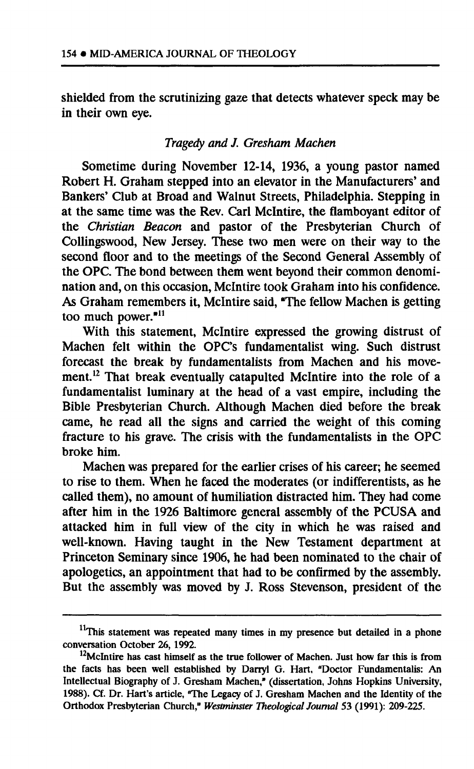shielded from the scrutinizing gaze that detects whatever speck may be in their own eye.

### *Tragedy and J. Gresham Machen*

Sometime during November 12-14, 1936, a young pastor named Robert H. Graham stepped into an elevator in the Manufacturers' and Bankers' Club at Broad and Walnut Streets, Philadelphia. Stepping in at the same time was the Rev. Carl McIntire, the flamboyant editor of the *Christian Beacon* and pastor of the Presbyterian Church of Collingswood, New Jersey. These two men were on their way to the second floor and to the meetings of the Second General Assembly of the OPC. The bond between them went beyond their common denomination and, on this occasion, McIntire took Graham into his confidence. As Graham remembers it, McIntire said, "The fellow Machen is getting too much power."[11]

With this statement, McIntire expressed the growing distrust of Machen felt within the OPC's fundamentalist wing. Such distrust forecast the break by fundamentalists from Machen and his movement.[12] That break eventually catapulted McIntire into the role of a fundamentalist luminary at the head of a vast empire, including the Bible Presbyterian Church. Although Machen died before the break came, he read all the signs and carried the weight of this coming fracture to his grave. The crisis with the fundamentalists in the OPC broke him.

Machen was prepared for the earlier crises of his career; he seemed to rise to them. When he faced the moderates (or indifferentists, as he called them), no amount of humiliation distracted him. They had come after him in the 1926 Baltimore general assembly of the PCUSA and attacked him in full view of the city in which he was raised and well-known. Having taught in the New Testament department at Princeton Seminary since 1906, he had been nominated to the chair of apologetics, an appointment that had to be confirmed by the assembly. But the assembly was moved by J. Ross Stevenson, president of the

---

[11]This statement was repeated many times in my presence but detailed in a phone conversation October 26, 1992.

[12]McIntire has cast himself as the true follower of Machen. Just how far this is from the facts has been well established by Darryl G. Hart, "Doctor Fundamentalis: An Intellectual Biography of J. Gresham Machen," (dissertation, Johns Hopkins University, 1988). Cf. Dr. Hart's article, "The Legacy of J. Gresham Machen and the Identity of the Orthodox Presbyterian Church," *Westminster Theological Journal* 53 (1991): 209-225.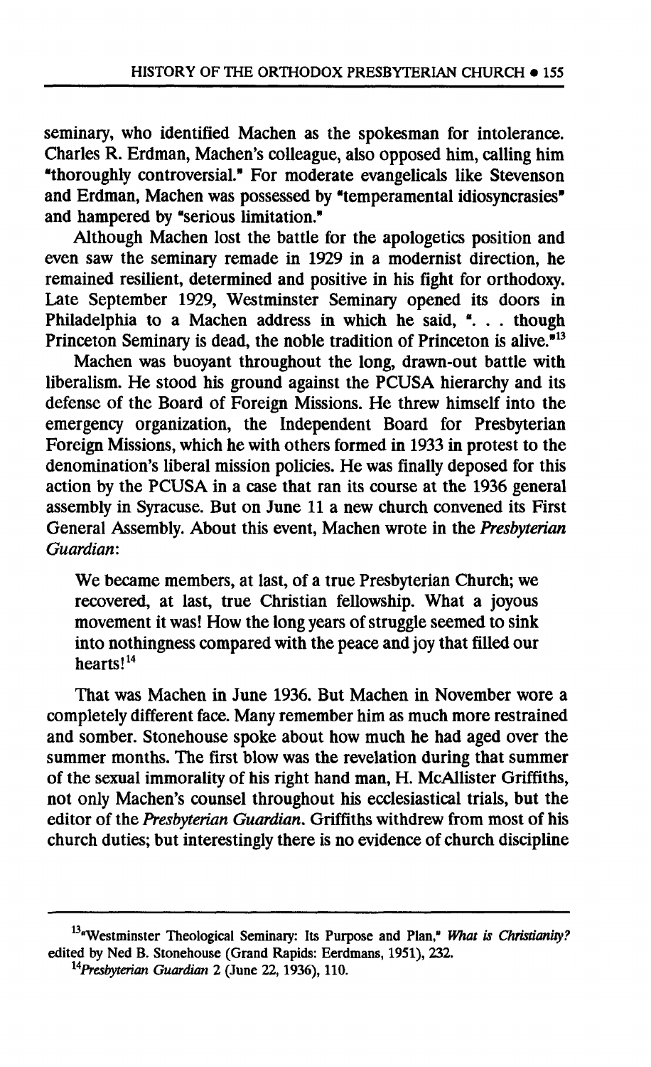seminary, who identified Machen as the spokesman for intolerance. Charles R. Erdman, Machen's colleague, also opposed him, calling him "thoroughly controversial." For moderate evangelicals like Stevenson and Erdman, Machen was possessed by "temperamental idiosyncrasies" and hampered by "serious limitation."

Although Machen lost the battle for the apologetics position and even saw the seminary remade in 1929 in a modernist direction, he remained resilient, determined and positive in his fight for orthodoxy. Late September 1929, Westminster Seminary opened its doors in Philadelphia to a Machen address in which he said, ". . . though Princeton Seminary is dead, the noble tradition of Princeton is alive."[13]

Machen was buoyant throughout the long, drawn-out battle with liberalism. He stood his ground against the PCUSA hierarchy and its defense of the Board of Foreign Missions. He threw himself into the emergency organization, the Independent Board for Presbyterian Foreign Missions, which he with others formed in 1933 in protest to the denomination's liberal mission policies. He was finally deposed for this action by the PCUSA in a case that ran its course at the 1936 general assembly in Syracuse. But on June 11 a new church convened its First General Assembly. About this event, Machen wrote in the *Presbyterian Guardian*:

> We became members, at last, of a true Presbyterian Church; we recovered, at last, true Christian fellowship. What a joyous movement it was! How the long years of struggle seemed to sink into nothingness compared with the peace and joy that filled our hearts![14]

That was Machen in June 1936. But Machen in November wore a completely different face. Many remember him as much more restrained and somber. Stonehouse spoke about how much he had aged over the summer months. The first blow was the revelation during that summer of the sexual immorality of his right hand man, H. McAllister Griffiths, not only Machen's counsel throughout his ecclesiastical trials, but the editor of the *Presbyterian Guardian*. Griffiths withdrew from most of his church duties; but interestingly there is no evidence of church discipline

---

[13] "Westminster Theological Seminary: Its Purpose and Plan," *What is Christianity?* edited by Ned B. Stonehouse (Grand Rapids: Eerdmans, 1951), 232.

[14] *Presbyterian Guardian* 2 (June 22, 1936), 110.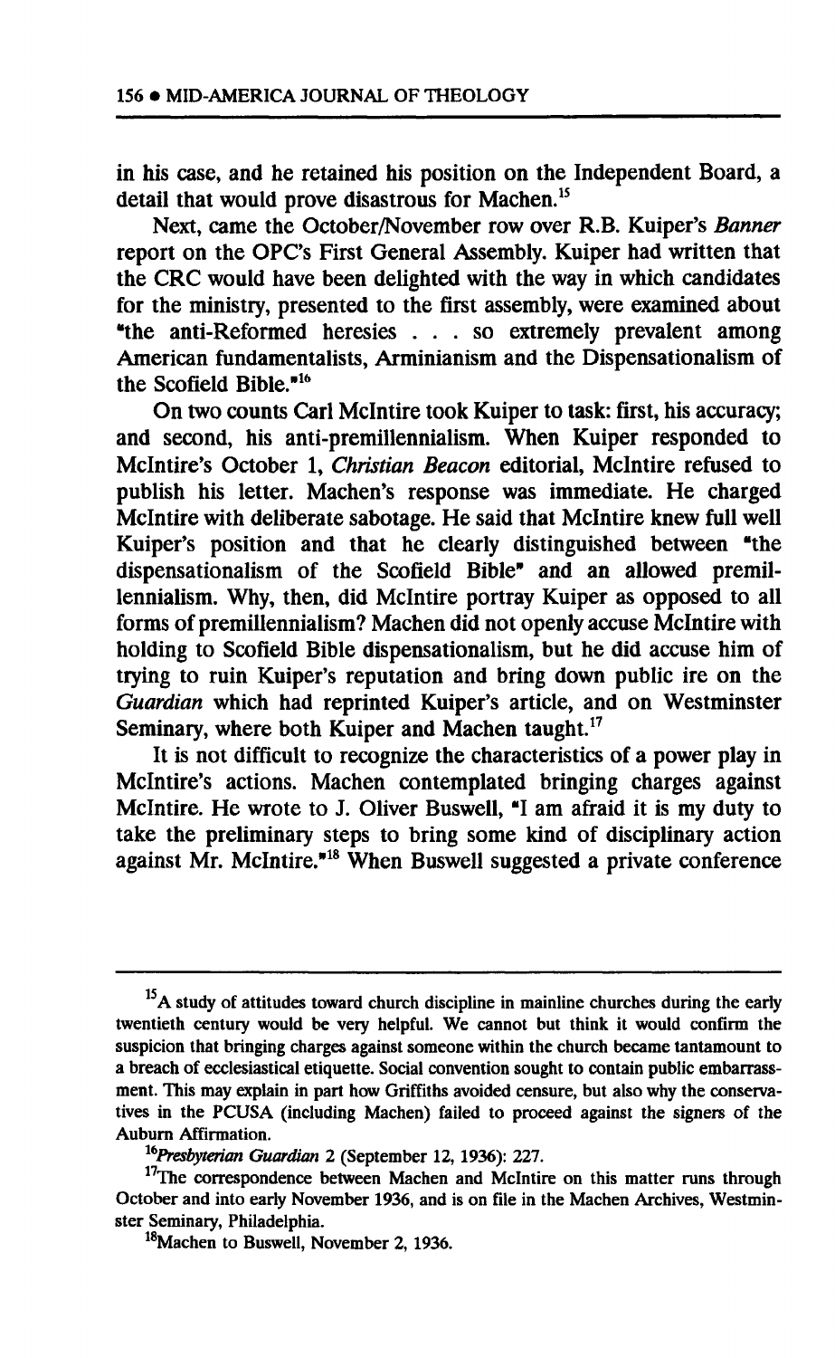in his case, and he retained his position on the Independent Board, a detail that would prove disastrous for Machen.[15]

Next, came the October/November row over R.B. Kuiper's *Banner* report on the OPC's First General Assembly. Kuiper had written that the CRC would have been delighted with the way in which candidates for the ministry, presented to the first assembly, were examined about "the anti-Reformed heresies . . . so extremely prevalent among American fundamentalists, Arminianism and the Dispensationalism of the Scofield Bible."[16]

On two counts Carl McIntire took Kuiper to task: first, his accuracy; and second, his anti-premillennialism. When Kuiper responded to McIntire's October 1, *Christian Beacon* editorial, McIntire refused to publish his letter. Machen's response was immediate. He charged McIntire with deliberate sabotage. He said that McIntire knew full well Kuiper's position and that he clearly distinguished between "the dispensationalism of the Scofield Bible" and an allowed premillennialism. Why, then, did McIntire portray Kuiper as opposed to all forms of premillennialism? Machen did not openly accuse McIntire with holding to Scofield Bible dispensationalism, but he did accuse him of trying to ruin Kuiper's reputation and bring down public ire on the *Guardian* which had reprinted Kuiper's article, and on Westminster Seminary, where both Kuiper and Machen taught.[17]

It is not difficult to recognize the characteristics of a power play in McIntire's actions. Machen contemplated bringing charges against McIntire. He wrote to J. Oliver Buswell, "I am afraid it is my duty to take the preliminary steps to bring some kind of disciplinary action against Mr. McIntire."[18] When Buswell suggested a private conference

---

[15] A study of attitudes toward church discipline in mainline churches during the early twentieth century would be very helpful. We cannot but think it would confirm the suspicion that bringing charges against someone within the church became tantamount to a breach of ecclesiastical etiquette. Social convention sought to contain public embarrassment. This may explain in part how Griffiths avoided censure, but also why the conservatives in the PCUSA (including Machen) failed to proceed against the signers of the Auburn Affirmation.

[16] *Presbyterian Guardian* 2 (September 12, 1936): 227.

[17] The correspondence between Machen and McIntire on this matter runs through October and into early November 1936, and is on file in the Machen Archives, Westminster Seminary, Philadelphia.

[18] Machen to Buswell, November 2, 1936.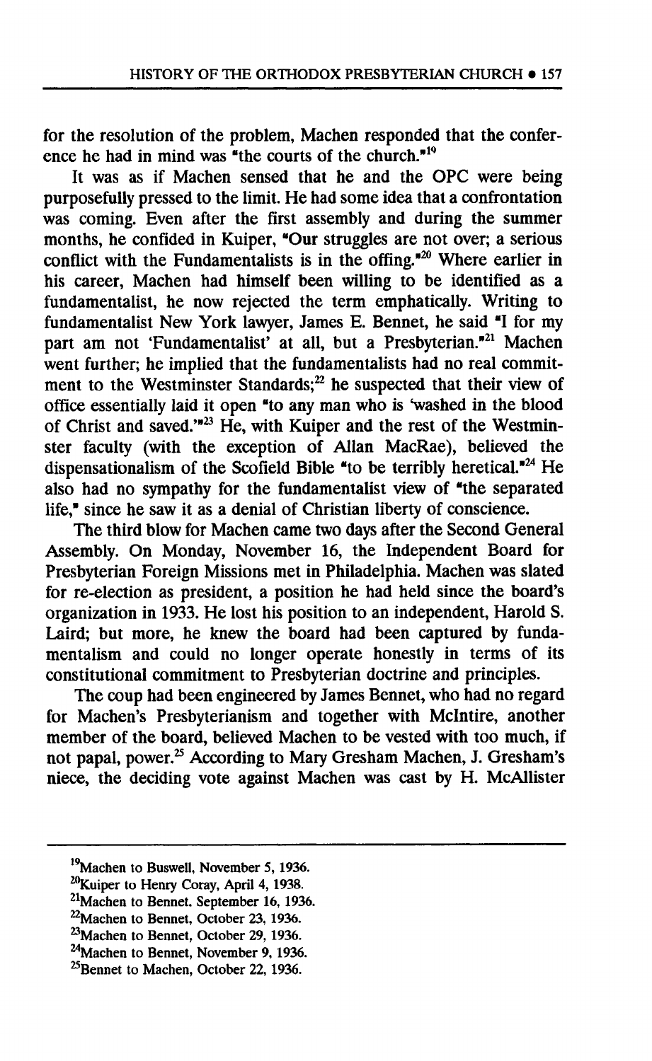for the resolution of the problem, Machen responded that the conference he had in mind was "the courts of the church."[19]

It was as if Machen sensed that he and the OPC were being purposefully pressed to the limit. He had some idea that a confrontation was coming. Even after the first assembly and during the summer months, he confided in Kuiper, "Our struggles are not over; a serious conflict with the Fundamentalists is in the offing."[20] Where earlier in his career, Machen had himself been willing to be identified as a fundamentalist, he now rejected the term emphatically. Writing to fundamentalist New York lawyer, James E. Bennet, he said "I for my part am not 'Fundamentalist' at all, but a Presbyterian."[21] Machen went further; he implied that the fundamentalists had no real commitment to the Westminster Standards;[22] he suspected that their view of office essentially laid it open "to any man who is 'washed in the blood of Christ and saved.'"[23] He, with Kuiper and the rest of the Westminster faculty (with the exception of Allan MacRae), believed the dispensationalism of the Scofield Bible "to be terribly heretical."[24] He also had no sympathy for the fundamentalist view of "the separated life," since he saw it as a denial of Christian liberty of conscience.

The third blow for Machen came two days after the Second General Assembly. On Monday, November 16, the Independent Board for Presbyterian Foreign Missions met in Philadelphia. Machen was slated for re-election as president, a position he had held since the board's organization in 1933. He lost his position to an independent, Harold S. Laird; but more, he knew the board had been captured by fundamentalism and could no longer operate honestly in terms of its constitutional commitment to Presbyterian doctrine and principles.

The coup had been engineered by James Bennet, who had no regard for Machen's Presbyterianism and together with McIntire, another member of the board, believed Machen to be vested with too much, if not papal, power.[25] According to Mary Gresham Machen, J. Gresham's niece, the deciding vote against Machen was cast by H. McAllister

---

[19] Machen to Buswell, November 5, 1936.

[20] Kuiper to Henry Coray, April 4, 1938.

[21] Machen to Bennet. September 16, 1936.

[22] Machen to Bennet, October 23, 1936.

[23] Machen to Bennet, October 29, 1936.

[24] Machen to Bennet, November 9, 1936.

[25] Bennet to Machen, October 22, 1936.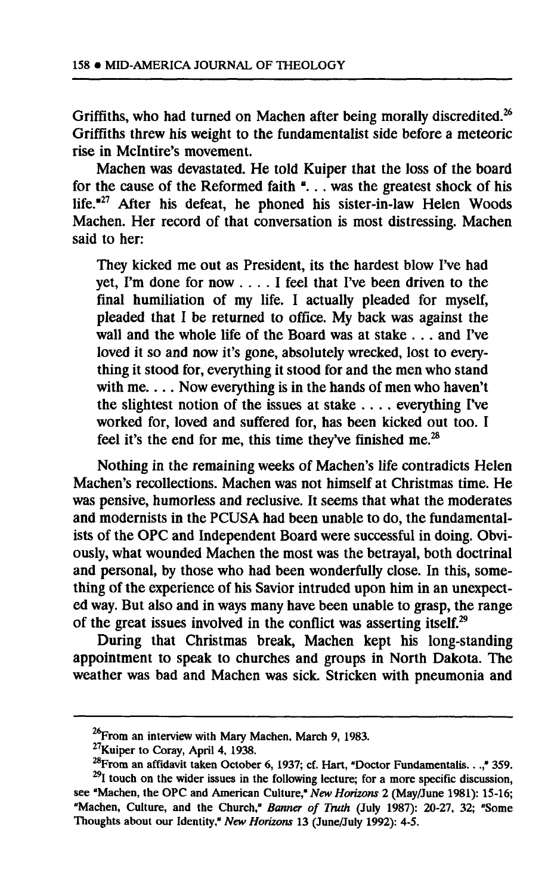Griffiths, who had turned on Machen after being morally discredited.[26] Griffiths threw his weight to the fundamentalist side before a meteoric rise in McIntire's movement.

Machen was devastated. He told Kuiper that the loss of the board for the cause of the Reformed faith ". . . was the greatest shock of his life."[27] After his defeat, he phoned his sister-in-law Helen Woods Machen. Her record of that conversation is most distressing. Machen said to her:

> They kicked me out as President, its the hardest blow I've had yet, I'm done for now . . . . I feel that I've been driven to the final humiliation of my life. I actually pleaded for myself, pleaded that I be returned to office. My back was against the wall and the whole life of the Board was at stake . . . and I've loved it so and now it's gone, absolutely wrecked, lost to everything it stood for, everything it stood for and the men who stand with me. . . . Now everything is in the hands of men who haven't the slightest notion of the issues at stake . . . . everything I've worked for, loved and suffered for, has been kicked out too. I feel it's the end for me, this time they've finished me.[28]

Nothing in the remaining weeks of Machen's life contradicts Helen Machen's recollections. Machen was not himself at Christmas time. He was pensive, humorless and reclusive. It seems that what the moderates and modernists in the PCUSA had been unable to do, the fundamentalists of the OPC and Independent Board were successful in doing. Obviously, what wounded Machen the most was the betrayal, both doctrinal and personal, by those who had been wonderfully close. In this, something of the experience of his Savior intruded upon him in an unexpected way. But also and in ways many have been unable to grasp, the range of the great issues involved in the conflict was asserting itself.[29]

During that Christmas break, Machen kept his long-standing appointment to speak to churches and groups in North Dakota. The weather was bad and Machen was sick. Stricken with pneumonia and

---

[26] From an interview with Mary Machen, March 9, 1983.

[27] Kuiper to Coray, April 4, 1938.

[28] From an affidavit taken October 6, 1937; cf. Hart, "Doctor Fundamentalis. . .," 359.

[29] I touch on the wider issues in the following lecture; for a more specific discussion, see "Machen, the OPC and American Culture," *New Horizons* 2 (May/June 1981): 15-16; "Machen, Culture, and the Church," *Banner of Truth* (July 1987): 20-27, 32; "Some Thoughts about our Identity," *New Horizons* 13 (June/July 1992): 4-5.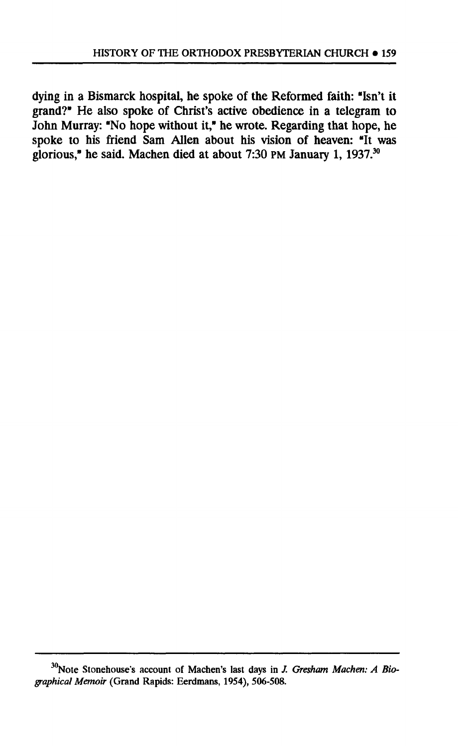dying in a Bismarck hospital, he spoke of the Reformed faith: "Isn't it grand?" He also spoke of Christ's active obedience in a telegram to John Murray: "No hope without it," he wrote. Regarding that hope, he spoke to his friend Sam Allen about his vision of heaven: "It was glorious," he said. Machen died at about 7:30 PM January 1, 1937.[30]

---

[30]Note Stonehouse's account of Machen's last days in *J. Gresham Machen: A Biographical Memoir* (Grand Rapids: Eerdmans, 1954), 506-508.